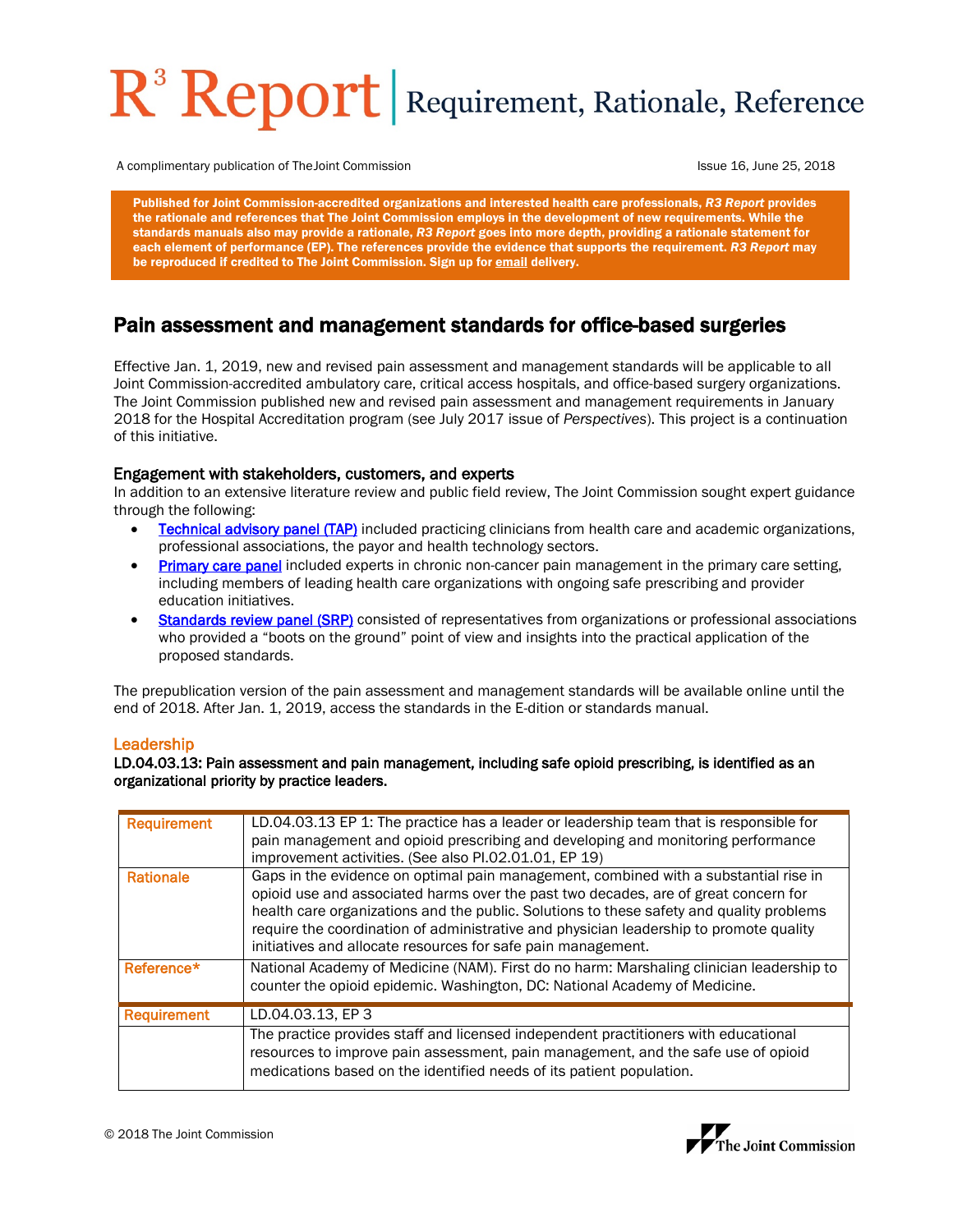# R³ Report | Requirement, Rationale, Reference

A complimentary publication of The Joint Commission

Issue 16, June 25, 2018

**Published for Joint Commission-accredited organizations and interested health care professionals, *R3 Report* provides the rationale and references that The Joint Commission employs in the development of new requirements. While the standards manuals also may provide a rationale, *R3 Report* goes into more depth, providing a rationale statement for each element of performance (EP). The references provide the evidence that supports the requirement. *R3 Report* may be reproduced if credited to The Joint Commission. Sign up for email delivery.**

## Pain assessment and management standards for office-based surgeries

Effective Jan. 1, 2019, new and revised pain assessment and management standards will be applicable to all Joint Commission-accredited ambulatory care, critical access hospitals, and office-based surgery organizations. The Joint Commission published new and revised pain assessment and management requirements in January 2018 for the Hospital Accreditation program (see July 2017 issue of *Perspectives*). This project is a continuation of this initiative.

### Engagement with stakeholders, customers, and experts

In addition to an extensive literature review and public field review, The Joint Commission sought expert guidance through the following:

- Technical advisory panel (TAP) included practicing clinicians from health care and academic organizations, professional associations, the payor and health technology sectors.
- Primary care panel included experts in chronic non-cancer pain management in the primary care setting, including members of leading health care organizations with ongoing safe prescribing and provider education initiatives.
- Standards review panel (SRP) consisted of representatives from organizations or professional associations who provided a "boots on the ground" point of view and insights into the practical application of the proposed standards.

The prepublication version of the pain assessment and management standards will be available online until the end of 2018. After Jan. 1, 2019, access the standards in the E-dition or standards manual.

### Leadership

**LD.04.03.13: Pain assessment and pain management, including safe opioid prescribing, is identified as an organizational priority by practice leaders.**

| | |
|---|---|
| Requirement | LD.04.03.13 EP 1: The practice has a leader or leadership team that is responsible for pain management and opioid prescribing and developing and monitoring performance improvement activities. (See also PI.02.01.01, EP 19) |
| Rationale | Gaps in the evidence on optimal pain management, combined with a substantial rise in opioid use and associated harms over the past two decades, are of great concern for health care organizations and the public. Solutions to these safety and quality problems require the coordination of administrative and physician leadership to promote quality initiatives and allocate resources for safe pain management. |
| Reference* | National Academy of Medicine (NAM). First do no harm: Marshaling clinician leadership to counter the opioid epidemic. Washington, DC: National Academy of Medicine. |
| Requirement | LD.04.03.13, EP 3 |
| | The practice provides staff and licensed independent practitioners with educational resources to improve pain assessment, pain management, and the safe use of opioid medications based on the identified needs of its patient population. |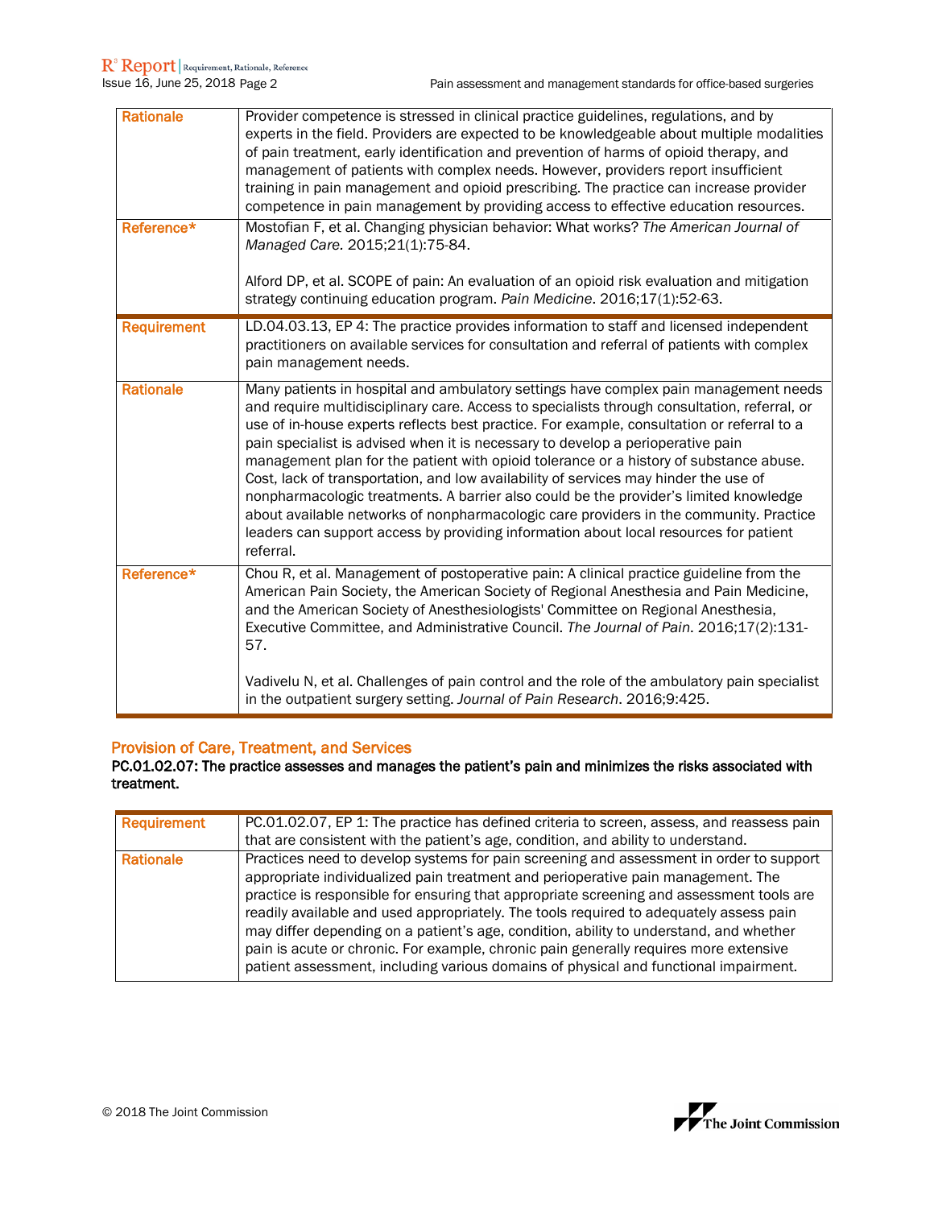| | |
|---|---|
| **Rationale** | Provider competence is stressed in clinical practice guidelines, regulations, and by experts in the field. Providers are expected to be knowledgeable about multiple modalities of pain treatment, early identification and prevention of harms of opioid therapy, and management of patients with complex needs. However, providers report insufficient training in pain management and opioid prescribing. The practice can increase provider competence in pain management by providing access to effective education resources. |
| **Reference*** | Mostofian F, et al. Changing physician behavior: What works? *The American Journal of Managed Care*. 2015;21(1):75-84.<br><br>Alford DP, et al. SCOPE of pain: An evaluation of an opioid risk evaluation and mitigation strategy continuing education program. *Pain Medicine*. 2016;17(1):52-63. |

| | |
|---|---|
| **Requirement** | LD.04.03.13, EP 4: The practice provides information to staff and licensed independent practitioners on available services for consultation and referral of patients with complex pain management needs. |
| **Rationale** | Many patients in hospital and ambulatory settings have complex pain management needs and require multidisciplinary care. Access to specialists through consultation, referral, or use of in-house experts reflects best practice. For example, consultation or referral to a pain specialist is advised when it is necessary to develop a perioperative pain management plan for the patient with opioid tolerance or a history of substance abuse. Cost, lack of transportation, and low availability of services may hinder the use of nonpharmacologic treatments. A barrier also could be the provider's limited knowledge about available networks of nonpharmacologic care providers in the community. Practice leaders can support access by providing information about local resources for patient referral. |
| **Reference*** | Chou R, et al. Management of postoperative pain: A clinical practice guideline from the American Pain Society, the American Society of Regional Anesthesia and Pain Medicine, and the American Society of Anesthesiologists' Committee on Regional Anesthesia, Executive Committee, and Administrative Council. *The Journal of Pain*. 2016;17(2):131-57.<br><br>Vadivelu N, et al. Challenges of pain control and the role of the ambulatory pain specialist in the outpatient surgery setting. *Journal of Pain Research*. 2016;9:425. |

## Provision of Care, Treatment, and Services

**PC.01.02.07: The practice assesses and manages the patient's pain and minimizes the risks associated with treatment.**

| | |
|---|---|
| **Requirement** | PC.01.02.07, EP 1: The practice has defined criteria to screen, assess, and reassess pain that are consistent with the patient's age, condition, and ability to understand. |
| **Rationale** | Practices need to develop systems for pain screening and assessment in order to support appropriate individualized pain treatment and perioperative pain management. The practice is responsible for ensuring that appropriate screening and assessment tools are readily available and used appropriately. The tools required to adequately assess pain may differ depending on a patient's age, condition, ability to understand, and whether pain is acute or chronic. For example, chronic pain generally requires more extensive patient assessment, including various domains of physical and functional impairment. |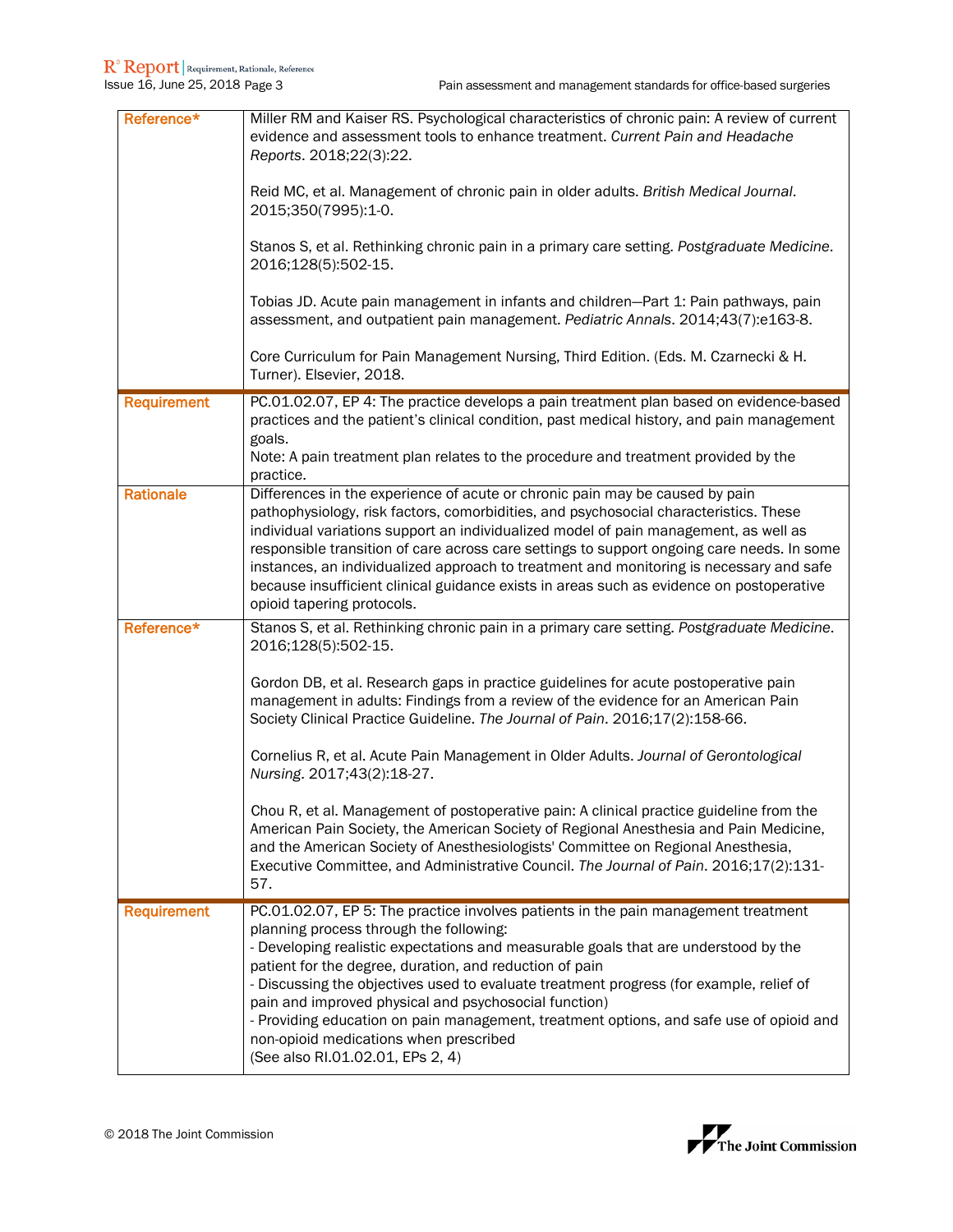| | |
|---|---|
| **Reference*** | Miller RM and Kaiser RS. Psychological characteristics of chronic pain: A review of current evidence and assessment tools to enhance treatment. *Current Pain and Headache Reports*. 2018;22(3):22.<br><br>Reid MC, et al. Management of chronic pain in older adults. *British Medical Journal*. 2015;350(7995):1-0.<br><br>Stanos S, et al. Rethinking chronic pain in a primary care setting. *Postgraduate Medicine*. 2016;128(5):502-15.<br><br>Tobias JD. Acute pain management in infants and children—Part 1: Pain pathways, pain assessment, and outpatient pain management. *Pediatric Annals*. 2014;43(7):e163-8.<br><br>Core Curriculum for Pain Management Nursing, Third Edition. (Eds. M. Czarnecki & H. Turner). Elsevier, 2018. |
| **Requirement** | PC.01.02.07, EP 4: The practice develops a pain treatment plan based on evidence-based practices and the patient's clinical condition, past medical history, and pain management goals.<br>Note: A pain treatment plan relates to the procedure and treatment provided by the practice. |
| **Rationale** | Differences in the experience of acute or chronic pain may be caused by pain pathophysiology, risk factors, comorbidities, and psychosocial characteristics. These individual variations support an individualized model of pain management, as well as responsible transition of care across care settings to support ongoing care needs. In some instances, an individualized approach to treatment and monitoring is necessary and safe because insufficient clinical guidance exists in areas such as evidence on postoperative opioid tapering protocols. |
| **Reference*** | Stanos S, et al. Rethinking chronic pain in a primary care setting. *Postgraduate Medicine*. 2016;128(5):502-15.<br><br>Gordon DB, et al. Research gaps in practice guidelines for acute postoperative pain management in adults: Findings from a review of the evidence for an American Pain Society Clinical Practice Guideline. *The Journal of Pain*. 2016;17(2):158-66.<br><br>Cornelius R, et al. Acute Pain Management in Older Adults. *Journal of Gerontological Nursing*. 2017;43(2):18-27.<br><br>Chou R, et al. Management of postoperative pain: A clinical practice guideline from the American Pain Society, the American Society of Regional Anesthesia and Pain Medicine, and the American Society of Anesthesiologists' Committee on Regional Anesthesia, Executive Committee, and Administrative Council. *The Journal of Pain*. 2016;17(2):131-57. |
| **Requirement** | PC.01.02.07, EP 5: The practice involves patients in the pain management treatment planning process through the following:<br>- Developing realistic expectations and measurable goals that are understood by the patient for the degree, duration, and reduction of pain<br>- Discussing the objectives used to evaluate treatment progress (for example, relief of pain and improved physical and psychosocial function)<br>- Providing education on pain management, treatment options, and safe use of opioid and non-opioid medications when prescribed<br>(See also RI.01.02.01, EPs 2, 4) |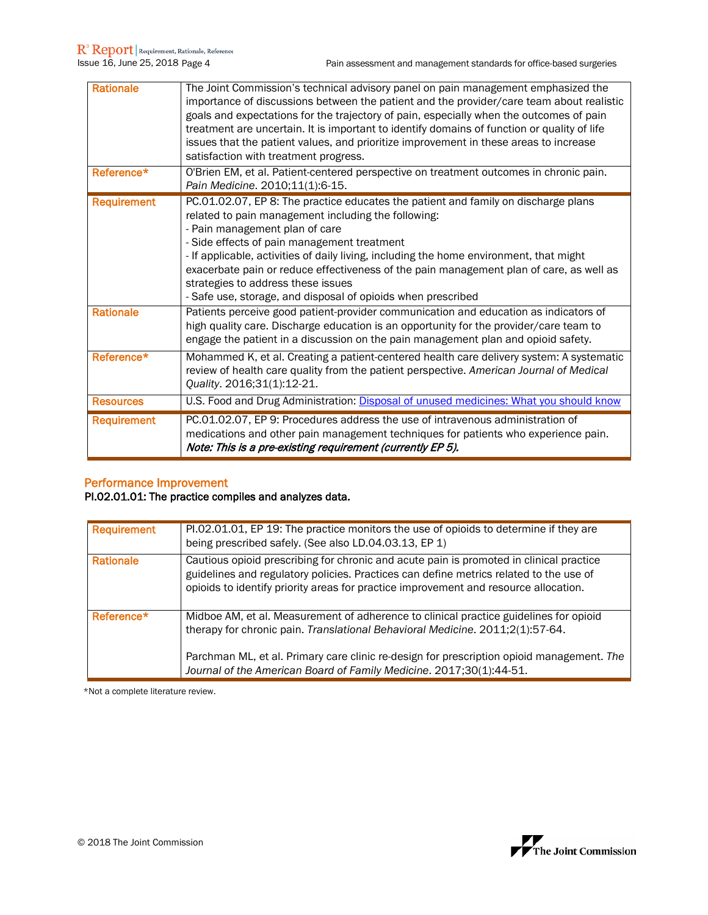| | |
|---|---|
| **Rationale** | The Joint Commission's technical advisory panel on pain management emphasized the importance of discussions between the patient and the provider/care team about realistic goals and expectations for the trajectory of pain, especially when the outcomes of pain treatment are uncertain. It is important to identify domains of function or quality of life issues that the patient values, and prioritize improvement in these areas to increase satisfaction with treatment progress. |
| **Reference*** | O'Brien EM, et al. Patient-centered perspective on treatment outcomes in chronic pain. *Pain Medicine*. 2010;11(1):6-15. |
| **Requirement** | PC.01.02.07, EP 8: The practice educates the patient and family on discharge plans related to pain management including the following:<br>- Pain management plan of care<br>- Side effects of pain management treatment<br>- If applicable, activities of daily living, including the home environment, that might exacerbate pain or reduce effectiveness of the pain management plan of care, as well as strategies to address these issues<br>- Safe use, storage, and disposal of opioids when prescribed |
| **Rationale** | Patients perceive good patient-provider communication and education as indicators of high quality care. Discharge education is an opportunity for the provider/care team to engage the patient in a discussion on the pain management plan and opioid safety. |
| **Reference*** | Mohammed K, et al. Creating a patient-centered health care delivery system: A systematic review of health care quality from the patient perspective. *American Journal of Medical Quality*. 2016;31(1):12-21. |
| **Resources** | U.S. Food and Drug Administration: Disposal of unused medicines: What you should know |
| **Requirement** | PC.01.02.07, EP 9: Procedures address the use of intravenous administration of medications and other pain management techniques for patients who experience pain.<br>***Note: This is a pre-existing requirement (currently EP 5).*** |

## Performance Improvement

**PI.02.01.01: The practice compiles and analyzes data.**

| | |
|---|---|
| **Requirement** | PI.02.01.01, EP 19: The practice monitors the use of opioids to determine if they are being prescribed safely. (See also LD.04.03.13, EP 1) |
| **Rationale** | Cautious opioid prescribing for chronic and acute pain is promoted in clinical practice guidelines and regulatory policies. Practices can define metrics related to the use of opioids to identify priority areas for practice improvement and resource allocation. |
| **Reference*** | Midboe AM, et al. Measurement of adherence to clinical practice guidelines for opioid therapy for chronic pain. *Translational Behavioral Medicine*. 2011;2(1):57-64.<br><br>Parchman ML, et al. Primary care clinic re-design for prescription opioid management. *The Journal of the American Board of Family Medicine*. 2017;30(1):44-51. |

*Not a complete literature review.